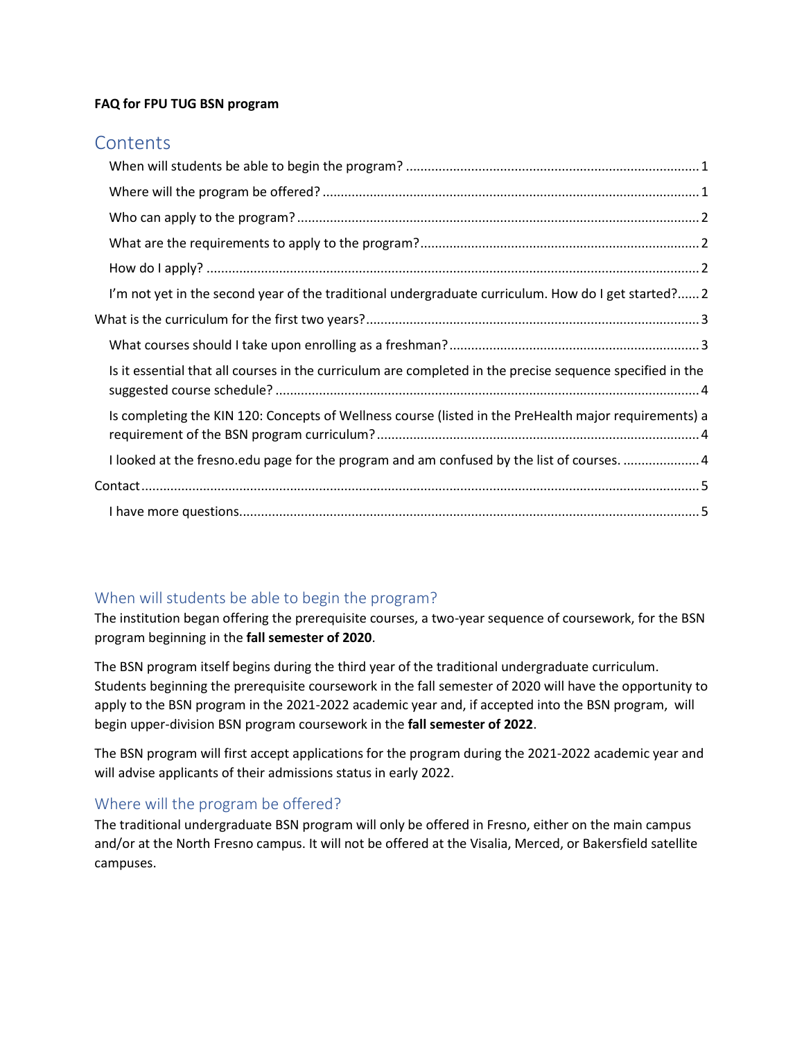**FAQ for FPU TUG BSN program**

# Contents

- When will students be able to begin the program? ..... 1
- Where will the program be offered? ..... 1
- Who can apply to the program? ..... 2
- What are the requirements to apply to the program? ..... 2
- How do I apply? ..... 2
- I'm not yet in the second year of the traditional undergraduate curriculum. How do I get started? ..... 2

What is the curriculum for the first two years? ..... 3

- What courses should I take upon enrolling as a freshman? ..... 3
- Is it essential that all courses in the curriculum are completed in the precise sequence specified in the suggested course schedule? ..... 4
- Is completing the KIN 120: Concepts of Wellness course (listed in the PreHealth major requirements) a requirement of the BSN program curriculum? ..... 4
- I looked at the fresno.edu page for the program and am confused by the list of courses. ..... 4

Contact ..... 5

- I have more questions. ..... 5

## When will students be able to begin the program?

The institution began offering the prerequisite courses, a two-year sequence of coursework, for the BSN program beginning in the **fall semester of 2020**.

The BSN program itself begins during the third year of the traditional undergraduate curriculum. Students beginning the prerequisite coursework in the fall semester of 2020 will have the opportunity to apply to the BSN program in the 2021-2022 academic year and, if accepted into the BSN program, will begin upper-division BSN program coursework in the **fall semester of 2022**.

The BSN program will first accept applications for the program during the 2021-2022 academic year and will advise applicants of their admissions status in early 2022.

## Where will the program be offered?

The traditional undergraduate BSN program will only be offered in Fresno, either on the main campus and/or at the North Fresno campus. It will not be offered at the Visalia, Merced, or Bakersfield satellite campuses.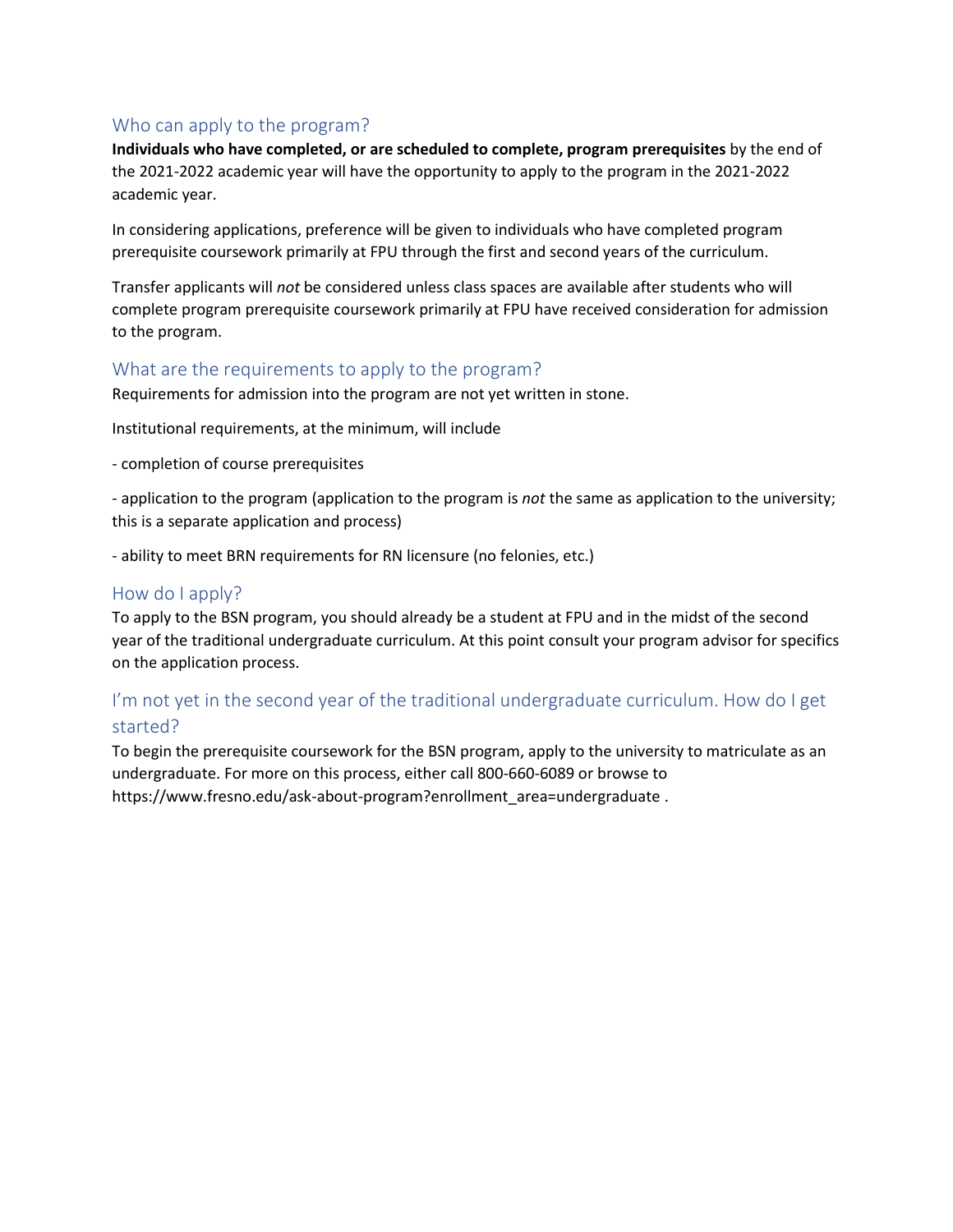## Who can apply to the program?

**Individuals who have completed, or are scheduled to complete, program prerequisites** by the end of the 2021-2022 academic year will have the opportunity to apply to the program in the 2021-2022 academic year.

In considering applications, preference will be given to individuals who have completed program prerequisite coursework primarily at FPU through the first and second years of the curriculum.

Transfer applicants will *not* be considered unless class spaces are available after students who will complete program prerequisite coursework primarily at FPU have received consideration for admission to the program.

## What are the requirements to apply to the program?

Requirements for admission into the program are not yet written in stone.

Institutional requirements, at the minimum, will include

- completion of course prerequisites

- application to the program (application to the program is *not* the same as application to the university; this is a separate application and process)

- ability to meet BRN requirements for RN licensure (no felonies, etc.)

## How do I apply?

To apply to the BSN program, you should already be a student at FPU and in the midst of the second year of the traditional undergraduate curriculum. At this point consult your program advisor for specifics on the application process.

## I'm not yet in the second year of the traditional undergraduate curriculum. How do I get started?

To begin the prerequisite coursework for the BSN program, apply to the university to matriculate as an undergraduate. For more on this process, either call 800-660-6089 or browse to https://www.fresno.edu/ask-about-program?enrollment_area=undergraduate .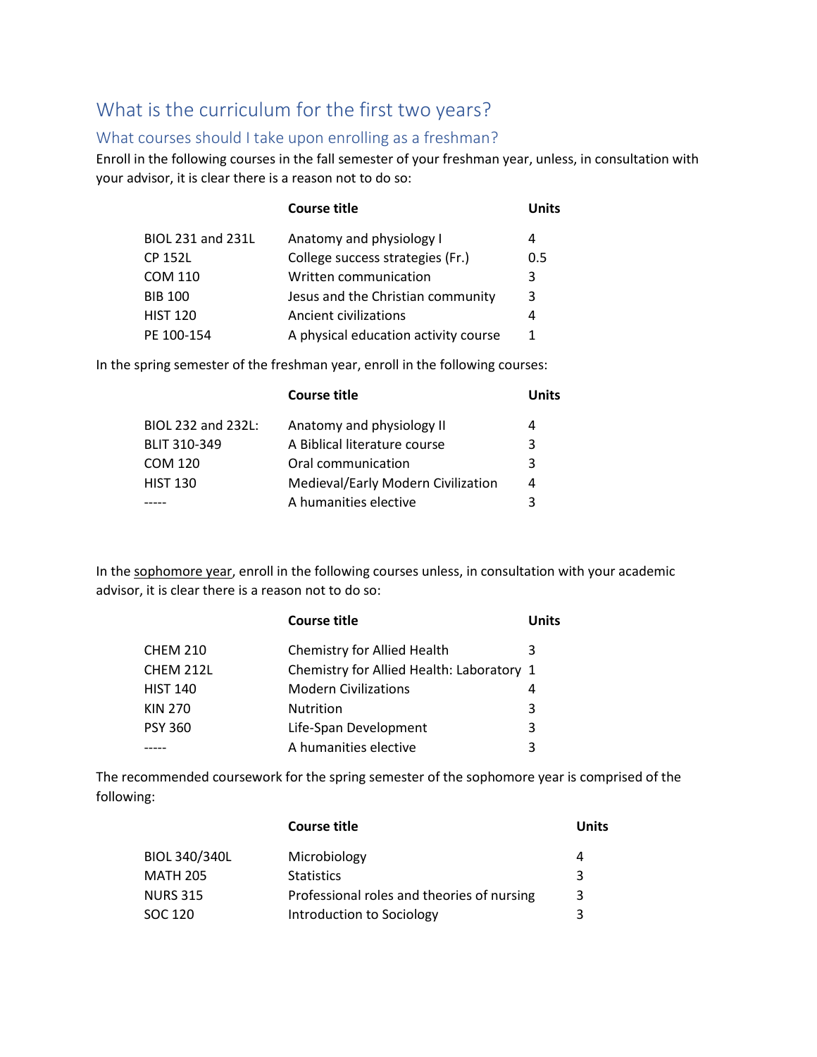# What is the curriculum for the first two years?

## What courses should I take upon enrolling as a freshman?

Enroll in the following courses in the fall semester of your freshman year, unless, in consultation with your advisor, it is clear there is a reason not to do so:

| | Course title | Units |
|---|---|---|
| BIOL 231 and 231L | Anatomy and physiology I | 4 |
| CP 152L | College success strategies (Fr.) | 0.5 |
| COM 110 | Written communication | 3 |
| BIB 100 | Jesus and the Christian community | 3 |
| HIST 120 | Ancient civilizations | 4 |
| PE 100-154 | A physical education activity course | 1 |

In the spring semester of the freshman year, enroll in the following courses:

| | Course title | Units |
|---|---|---|
| BIOL 232 and 232L: | Anatomy and physiology II | 4 |
| BLIT 310-349 | A Biblical literature course | 3 |
| COM 120 | Oral communication | 3 |
| HIST 130 | Medieval/Early Modern Civilization | 4 |
| ----- | A humanities elective | 3 |

In the sophomore year, enroll in the following courses unless, in consultation with your academic advisor, it is clear there is a reason not to do so:

| | Course title | Units |
|---|---|---|
| CHEM 210 | Chemistry for Allied Health | 3 |
| CHEM 212L | Chemistry for Allied Health: Laboratory | 1 |
| HIST 140 | Modern Civilizations | 4 |
| KIN 270 | Nutrition | 3 |
| PSY 360 | Life-Span Development | 3 |
| ----- | A humanities elective | 3 |

The recommended coursework for the spring semester of the sophomore year is comprised of the following:

| | Course title | Units |
|---|---|---|
| BIOL 340/340L | Microbiology | 4 |
| MATH 205 | Statistics | 3 |
| NURS 315 | Professional roles and theories of nursing | 3 |
| SOC 120 | Introduction to Sociology | 3 |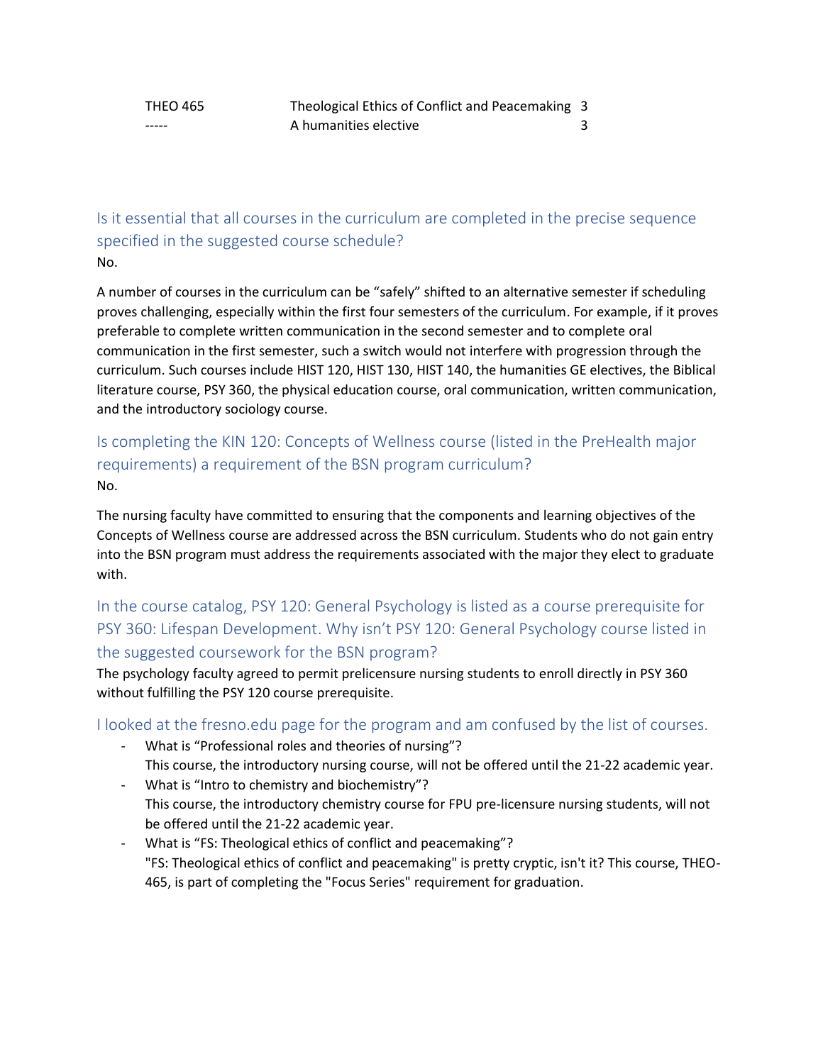| | | |
|---|---|---|
| THEO 465 | Theological Ethics of Conflict and Peacemaking | 3 |
| ----- | A humanities elective | 3 |

## Is it essential that all courses in the curriculum are completed in the precise sequence specified in the suggested course schedule?

No.

A number of courses in the curriculum can be "safely" shifted to an alternative semester if scheduling proves challenging, especially within the first four semesters of the curriculum. For example, if it proves preferable to complete written communication in the second semester and to complete oral communication in the first semester, such a switch would not interfere with progression through the curriculum. Such courses include HIST 120, HIST 130, HIST 140, the humanities GE electives, the Biblical literature course, PSY 360, the physical education course, oral communication, written communication, and the introductory sociology course.

## Is completing the KIN 120: Concepts of Wellness course (listed in the PreHealth major requirements) a requirement of the BSN program curriculum?

No.

The nursing faculty have committed to ensuring that the components and learning objectives of the Concepts of Wellness course are addressed across the BSN curriculum. Students who do not gain entry into the BSN program must address the requirements associated with the major they elect to graduate with.

## In the course catalog, PSY 120: General Psychology is listed as a course prerequisite for PSY 360: Lifespan Development. Why isn't PSY 120: General Psychology course listed in the suggested coursework for the BSN program?

The psychology faculty agreed to permit prelicensure nursing students to enroll directly in PSY 360 without fulfilling the PSY 120 course prerequisite.

## I looked at the fresno.edu page for the program and am confused by the list of courses.

- What is "Professional roles and theories of nursing"?
  This course, the introductory nursing course, will not be offered until the 21-22 academic year.
- What is "Intro to chemistry and biochemistry"?
  This course, the introductory chemistry course for FPU pre-licensure nursing students, will not be offered until the 21-22 academic year.
- What is "FS: Theological ethics of conflict and peacemaking"?
  "FS: Theological ethics of conflict and peacemaking" is pretty cryptic, isn't it? This course, THEO-465, is part of completing the "Focus Series" requirement for graduation.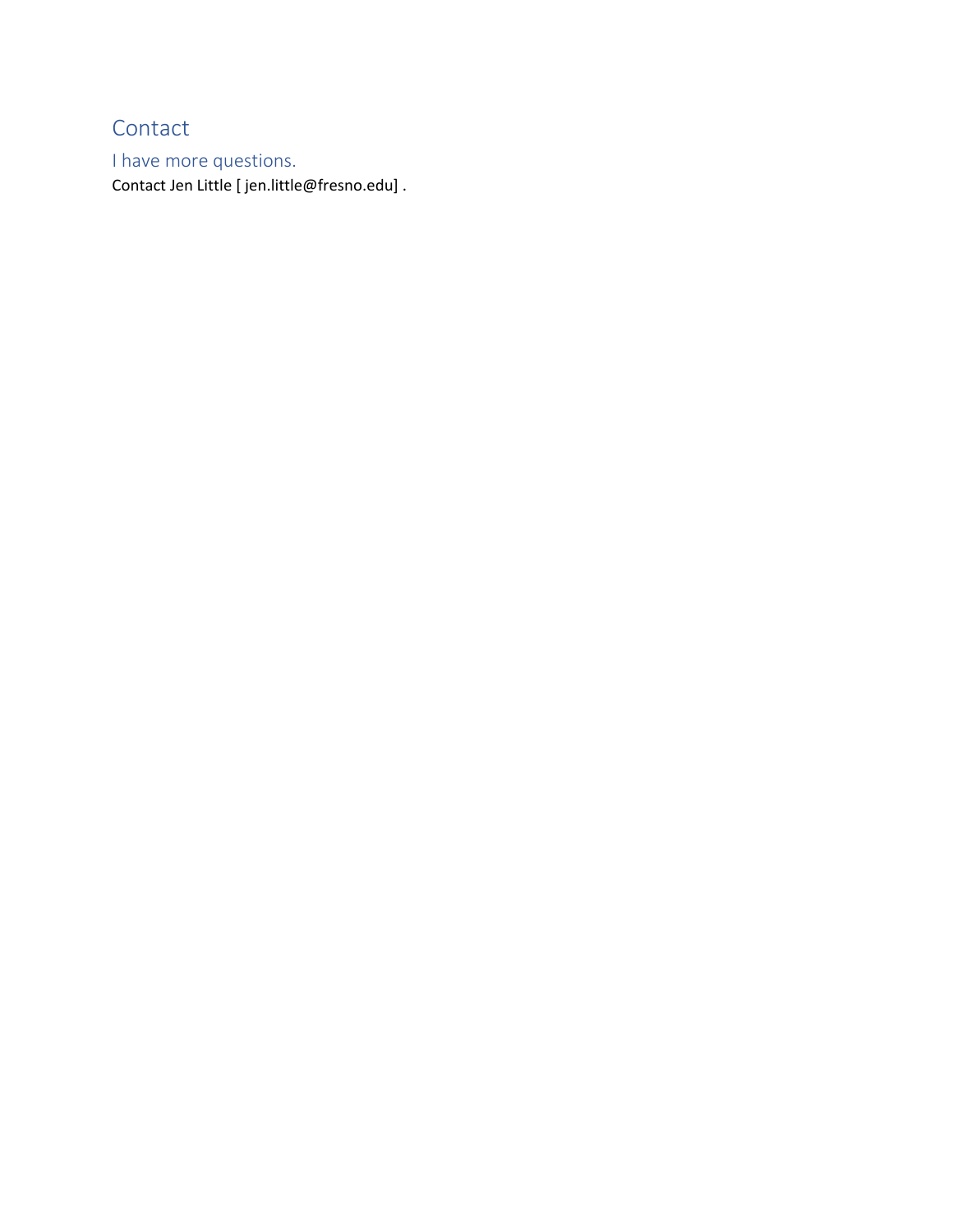## Contact

### I have more questions.

Contact Jen Little [ jen.little@fresno.edu] .